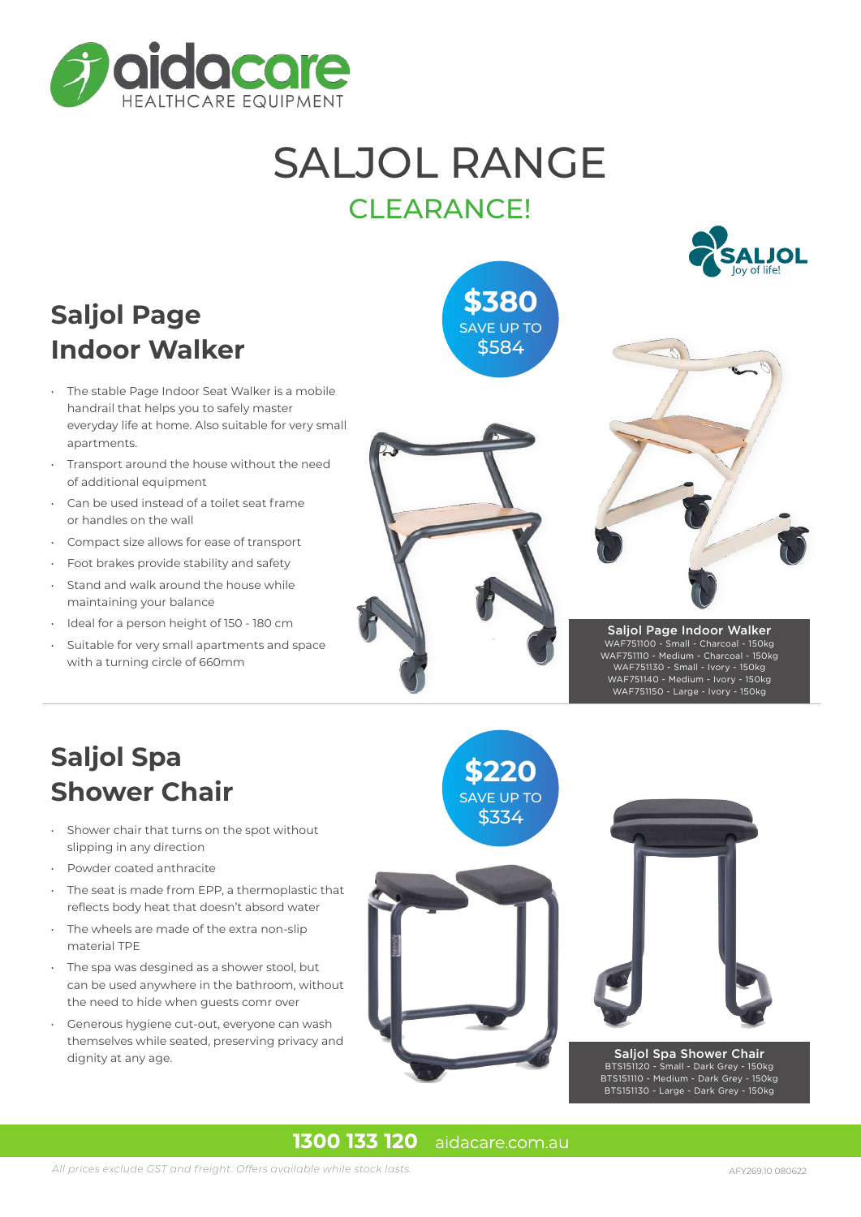aidacare
HEALTHCARE EQUIPMENT

# SALJOL RANGE

## CLEARANCE!

SALJOL
Joy of life!

## Saljol Page Indoor Walker

**$380**
SAVE UP TO
$584

- The stable Page Indoor Seat Walker is a mobile handrail that helps you to safely master everyday life at home. Also suitable for very small apartments.
- Transport around the house without the need of additional equipment
- Can be used instead of a toilet seat frame or handles on the wall
- Compact size allows for ease of transport
- Foot brakes provide stability and safety
- Stand and walk around the house while maintaining your balance
- Ideal for a person height of 150 - 180 cm
- Suitable for very small apartments and space with a turning circle of 660mm

**Saljol Page Indoor Walker**
WAF751100 - Small - Charcoal - 150kg
WAF751110 - Medium - Charcoal - 150kg
WAF751130 - Small - Ivory - 150kg
WAF751140 - Medium - Ivory - 150kg
WAF751150 - Large - Ivory - 150kg

## Saljol Spa Shower Chair

**$220**
SAVE UP TO
$334

- Shower chair that turns on the spot without slipping in any direction
- Powder coated anthracite
- The seat is made from EPP, a thermoplastic that reflects body heat that doesn't absord water
- The wheels are made of the extra non-slip material TPE
- The spa was desgined as a shower stool, but can be used anywhere in the bathroom, without the need to hide when guests comr over
- Generous hygiene cut-out, everyone can wash themselves while seated, preserving privacy and dignity at any age.

**Saljol Spa Shower Chair**
BTS151120 - Small - Dark Grey - 150kg
BTS151110 - Medium - Dark Grey - 150kg
BTS151130 - Large - Dark Grey - 150kg

**1300 133 120** aidacare.com.au

*All prices exclude GST and freight. Offers available while stock lasts.*

AFY269.10 080622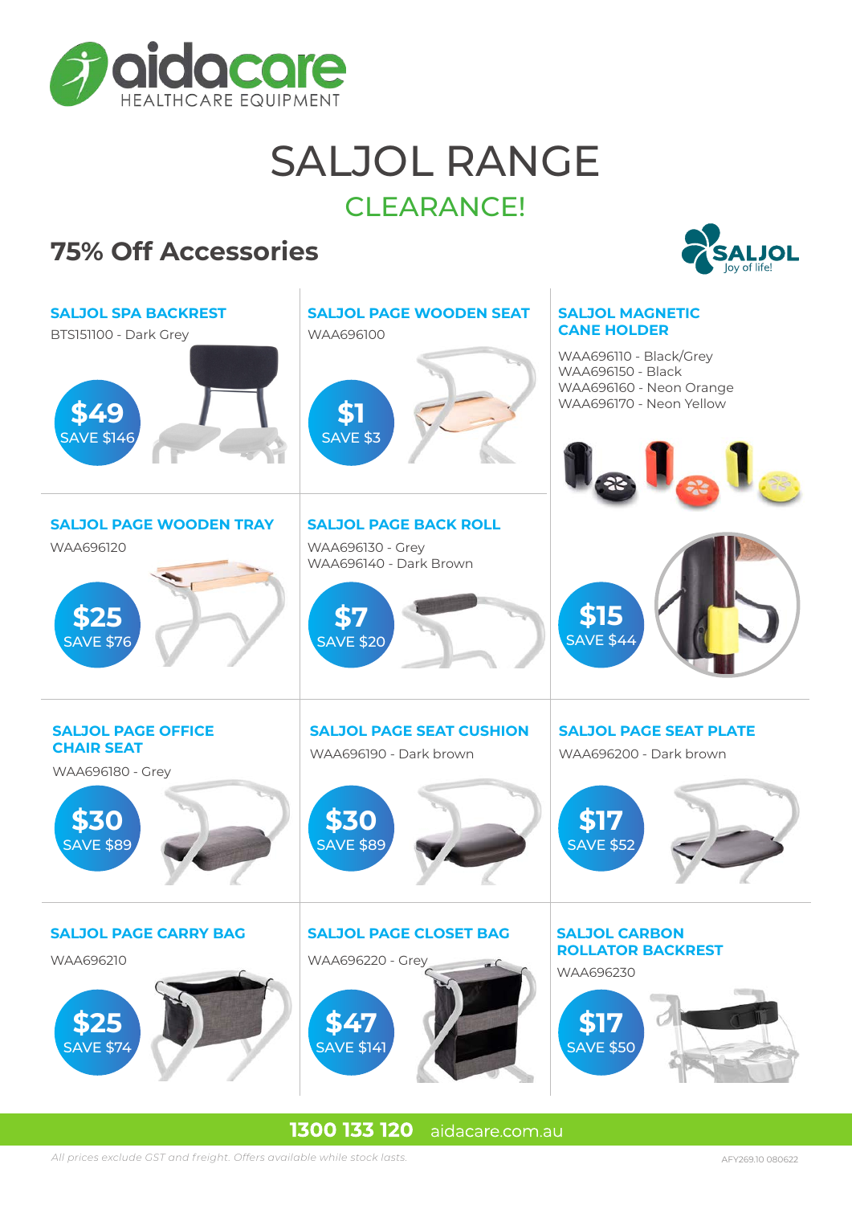aidacare
HEALTHCARE EQUIPMENT

# SALJOL RANGE

## CLEARANCE!

## 75% Off Accessories

SALJOL
Joy of life!

### SALJOL SPA BACKREST

BTS151100 - Dark Grey

**$49**
SAVE $146

### SALJOL PAGE WOODEN SEAT

WAA696100

**$1**
SAVE $3

### SALJOL MAGNETIC CANE HOLDER

WAA696110 - Black/Grey
WAA696150 - Black
WAA696160 - Neon Orange
WAA696170 - Neon Yellow

**$15**
SAVE $44

### SALJOL PAGE WOODEN TRAY

WAA696120

**$25**
SAVE $76

### SALJOL PAGE BACK ROLL

WAA696130 - Grey
WAA696140 - Dark Brown

**$7**
SAVE $20

### SALJOL PAGE OFFICE CHAIR SEAT

WAA696180 - Grey

**$30**
SAVE $89

### SALJOL PAGE SEAT CUSHION

WAA696190 - Dark brown

**$30**
SAVE $89

### SALJOL PAGE SEAT PLATE

WAA696200 - Dark brown

**$17**
SAVE $52

### SALJOL PAGE CARRY BAG

WAA696210

**$25**
SAVE $74

### SALJOL PAGE CLOSET BAG

WAA696220 - Grey

**$47**
SAVE $141

### SALJOL CARBON ROLLATOR BACKREST

WAA696230

**$17**
SAVE $50

**1300 133 120** aidacare.com.au

*All prices exclude GST and freight. Offers available while stock lasts.*

AFY269.10 080622